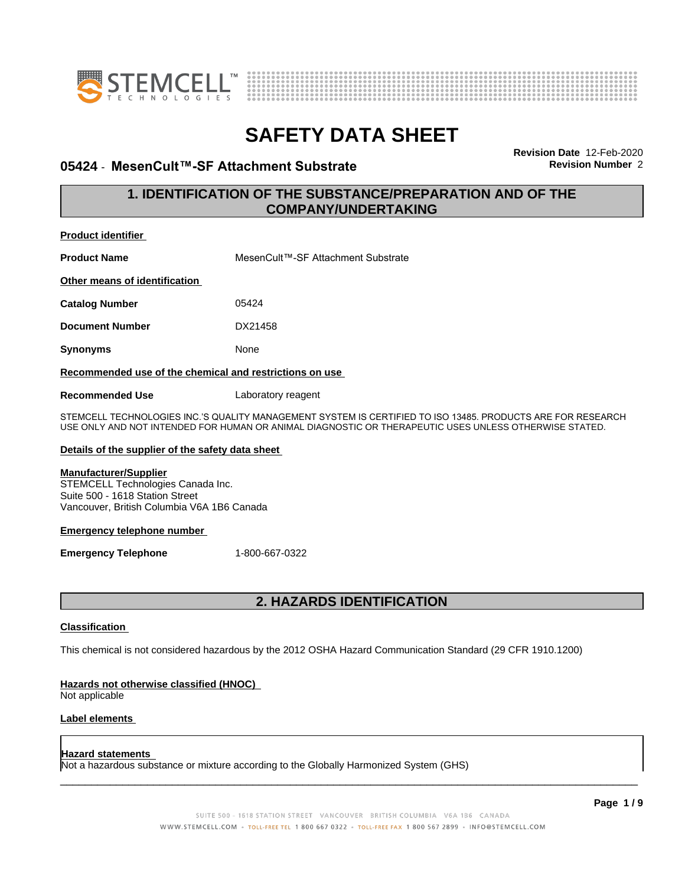# SAFETY DATA SHEET

**05424 - MesenCult™-SF Attachment Substrate**

**Revision Date** 12-Feb-2020
**Revision Number** 2

## 1. IDENTIFICATION OF THE SUBSTANCE/PREPARATION AND OF THE COMPANY/UNDERTAKING

**Product identifier**

**Product Name** MesenCult™-SF Attachment Substrate

**Other means of identification**

**Catalog Number** 05424

**Document Number** DX21458

**Synonyms** None

**Recommended use of the chemical and restrictions on use**

**Recommended Use** Laboratory reagent

STEMCELL TECHNOLOGIES INC.'S QUALITY MANAGEMENT SYSTEM IS CERTIFIED TO ISO 13485. PRODUCTS ARE FOR RESEARCH USE ONLY AND NOT INTENDED FOR HUMAN OR ANIMAL DIAGNOSTIC OR THERAPEUTIC USES UNLESS OTHERWISE STATED.

**Details of the supplier of the safety data sheet**

**Manufacturer/Supplier**
STEMCELL Technologies Canada Inc.
Suite 500 - 1618 Station Street
Vancouver, British Columbia V6A 1B6 Canada

**Emergency telephone number**

**Emergency Telephone** 1-800-667-0322

## 2. HAZARDS IDENTIFICATION

**Classification**

This chemical is not considered hazardous by the 2012 OSHA Hazard Communication Standard (29 CFR 1910.1200)

**Hazards not otherwise classified (HNOC)**
Not applicable

**Label elements**

**Hazard statements**
Not a hazardous substance or mixture according to the Globally Harmonized System (GHS)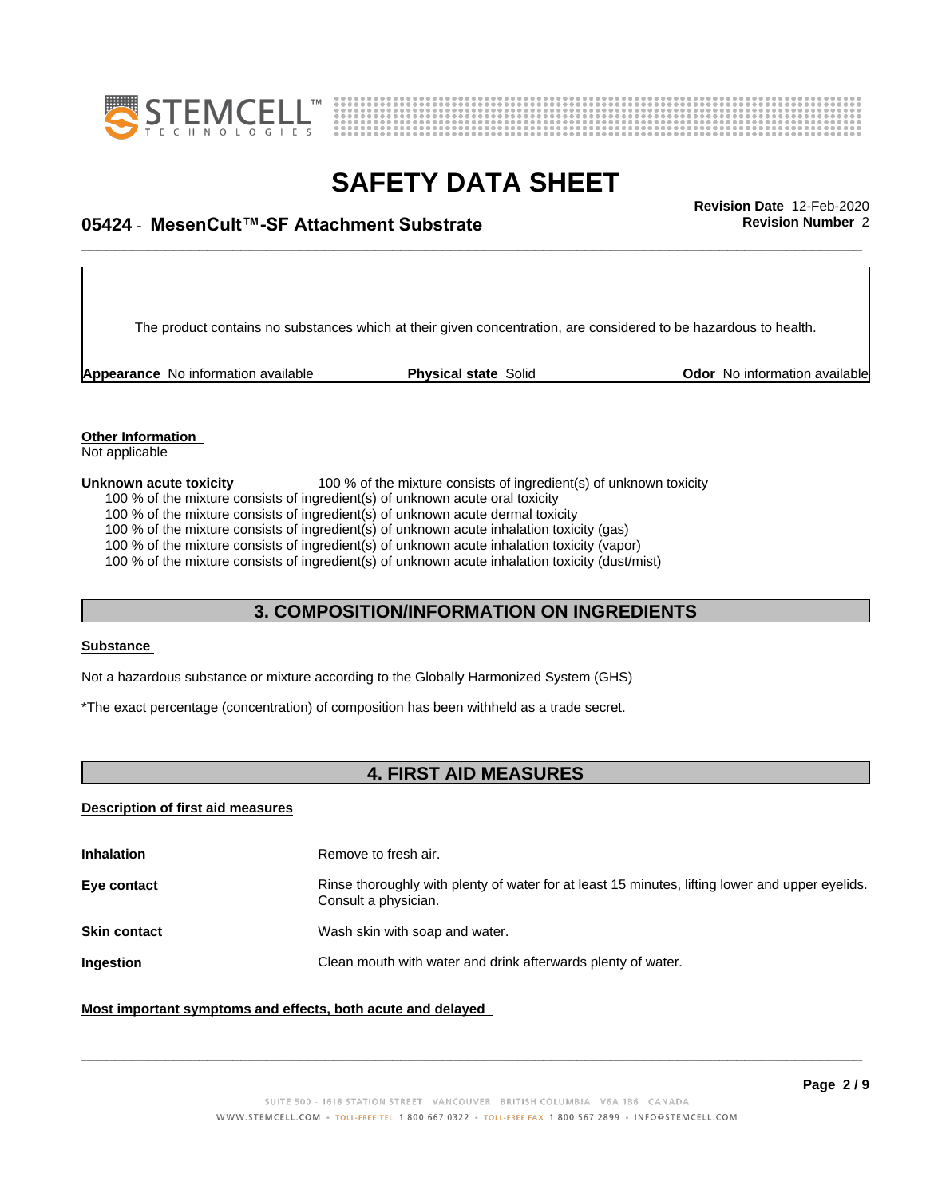The product contains no substances which at their given concentration, are considered to be hazardous to health.

| **Appearance** No information available | **Physical state** Solid | **Odor** No information available |
|---|---|---|

**Other Information**

Not applicable

**Unknown acute toxicity** 100 % of the mixture consists of ingredient(s) of unknown toxicity

100 % of the mixture consists of ingredient(s) of unknown acute oral toxicity
100 % of the mixture consists of ingredient(s) of unknown acute dermal toxicity
100 % of the mixture consists of ingredient(s) of unknown acute inhalation toxicity (gas)
100 % of the mixture consists of ingredient(s) of unknown acute inhalation toxicity (vapor)
100 % of the mixture consists of ingredient(s) of unknown acute inhalation toxicity (dust/mist)

## 3. COMPOSITION/INFORMATION ON INGREDIENTS

**Substance**

Not a hazardous substance or mixture according to the Globally Harmonized System (GHS)

*The exact percentage (concentration) of composition has been withheld as a trade secret.

## 4. FIRST AID MEASURES

**Description of first aid measures**

| | |
|---|---|
| **Inhalation** | Remove to fresh air. |
| **Eye contact** | Rinse thoroughly with plenty of water for at least 15 minutes, lifting lower and upper eyelids. Consult a physician. |
| **Skin contact** | Wash skin with soap and water. |
| **Ingestion** | Clean mouth with water and drink afterwards plenty of water. |

**Most important symptoms and effects, both acute and delayed**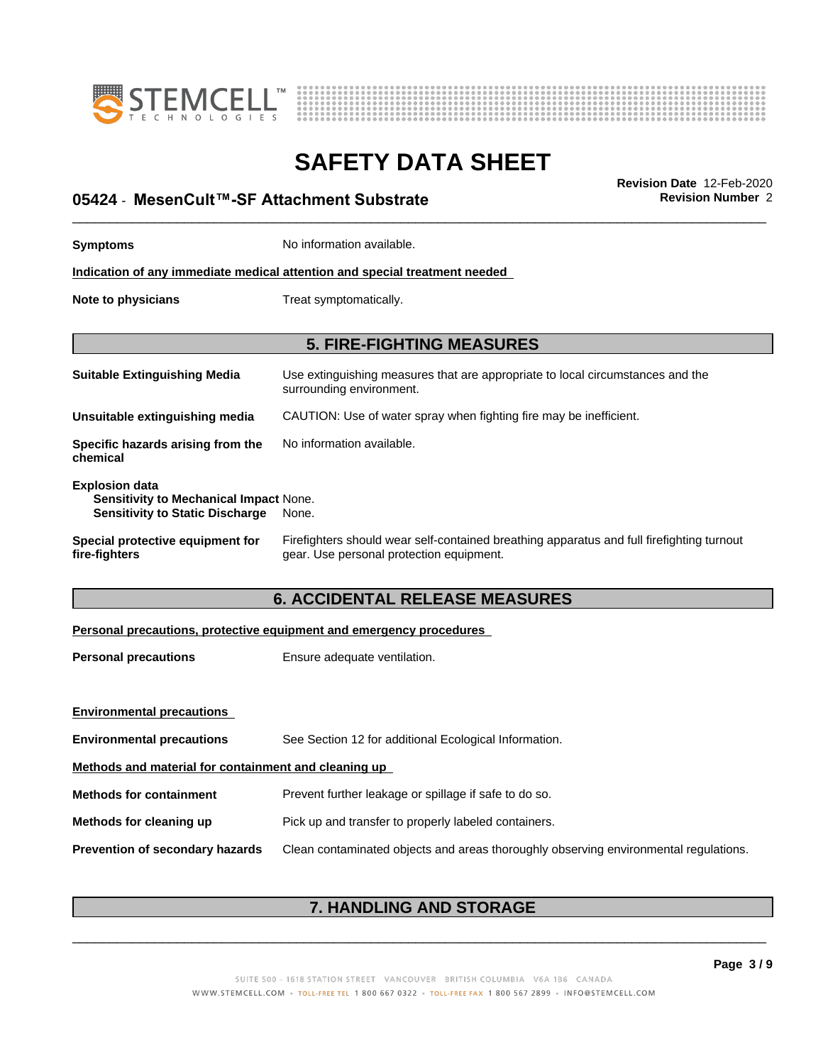**Symptoms** No information available.

**Indication of any immediate medical attention and special treatment needed**

**Note to physicians** Treat symptomatically.

## 5. FIRE-FIGHTING MEASURES

**Suitable Extinguishing Media** Use extinguishing measures that are appropriate to local circumstances and the surrounding environment.

**Unsuitable extinguishing media** CAUTION: Use of water spray when fighting fire may be inefficient.

**Specific hazards arising from the chemical** No information available.

**Explosion data**
**Sensitivity to Mechanical Impact** None.
**Sensitivity to Static Discharge** None.

**Special protective equipment for fire-fighters** Firefighters should wear self-contained breathing apparatus and full firefighting turnout gear. Use personal protection equipment.

## 6. ACCIDENTAL RELEASE MEASURES

**Personal precautions, protective equipment and emergency procedures**

**Personal precautions** Ensure adequate ventilation.

**Environmental precautions**

**Environmental precautions** See Section 12 for additional Ecological Information.

**Methods and material for containment and cleaning up**

**Methods for containment** Prevent further leakage or spillage if safe to do so.

**Methods for cleaning up** Pick up and transfer to properly labeled containers.

**Prevention of secondary hazards** Clean contaminated objects and areas thoroughly observing environmental regulations.

## 7. HANDLING AND STORAGE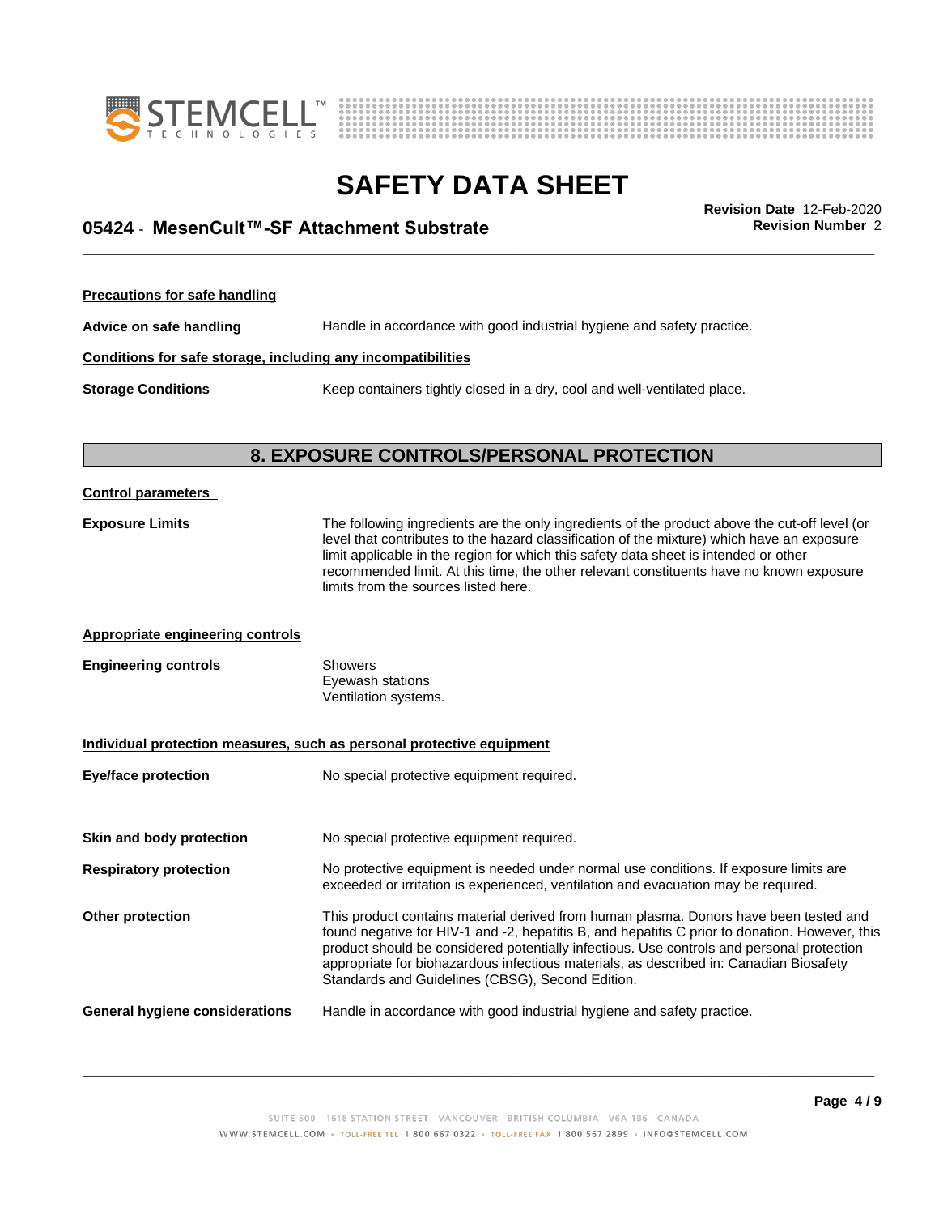**Precautions for safe handling**

**Advice on safe handling** Handle in accordance with good industrial hygiene and safety practice.

**Conditions for safe storage, including any incompatibilities**

**Storage Conditions** Keep containers tightly closed in a dry, cool and well-ventilated place.

## 8. EXPOSURE CONTROLS/PERSONAL PROTECTION

**Control parameters**

**Exposure Limits** The following ingredients are the only ingredients of the product above the cut-off level (or level that contributes to the hazard classification of the mixture) which have an exposure limit applicable in the region for which this safety data sheet is intended or other recommended limit. At this time, the other relevant constituents have no known exposure limits from the sources listed here.

**Appropriate engineering controls**

**Engineering controls** Showers
Eyewash stations
Ventilation systems.

**Individual protection measures, such as personal protective equipment**

**Eye/face protection** No special protective equipment required.

**Skin and body protection** No special protective equipment required.

**Respiratory protection** No protective equipment is needed under normal use conditions. If exposure limits are exceeded or irritation is experienced, ventilation and evacuation may be required.

**Other protection** This product contains material derived from human plasma. Donors have been tested and found negative for HIV-1 and -2, hepatitis B, and hepatitis C prior to donation. However, this product should be considered potentially infectious. Use controls and personal protection appropriate for biohazardous infectious materials, as described in: Canadian Biosafety Standards and Guidelines (CBSG), Second Edition.

**General hygiene considerations** Handle in accordance with good industrial hygiene and safety practice.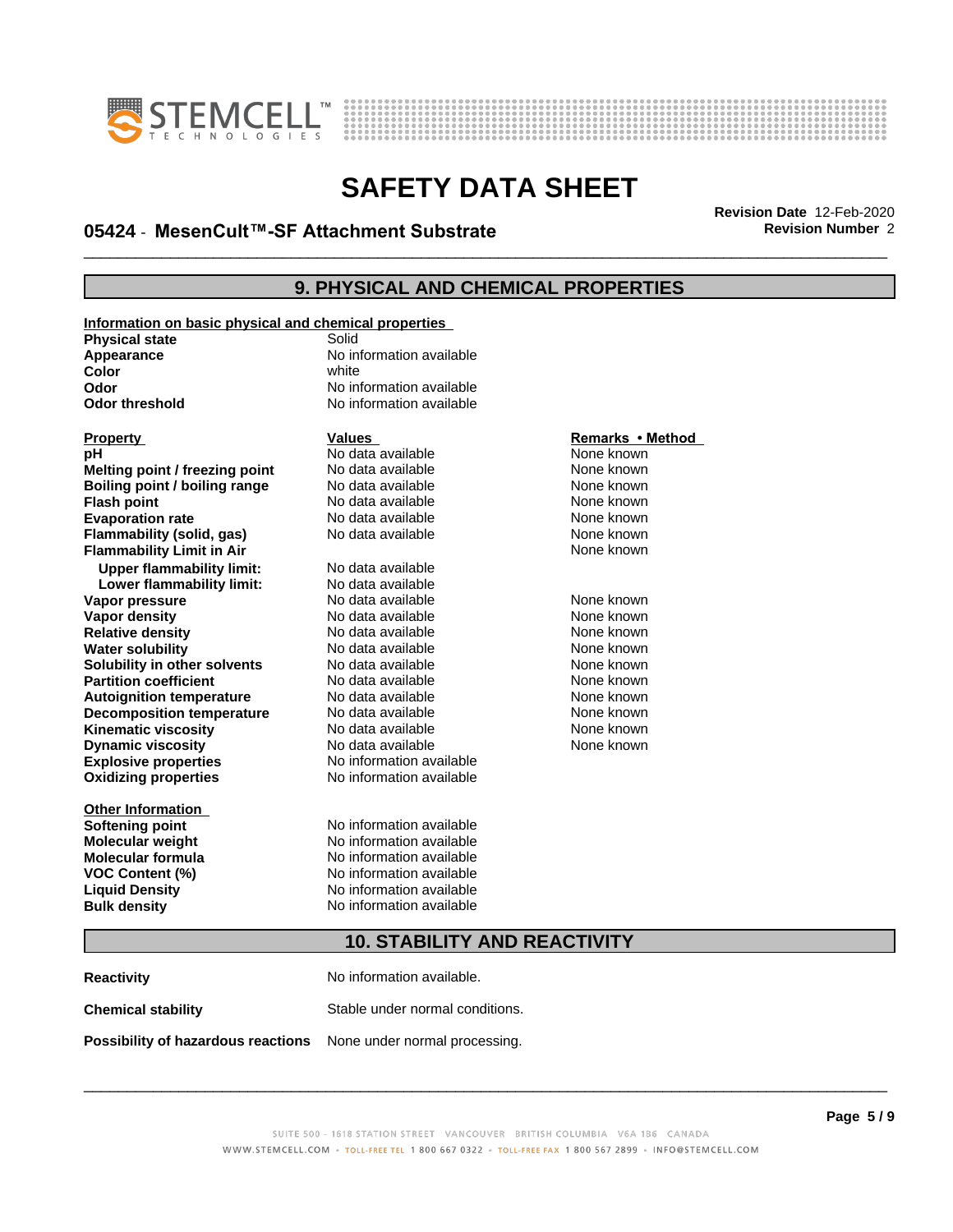## 9. PHYSICAL AND CHEMICAL PROPERTIES

**Information on basic physical and chemical properties**

| | |
|---|---|
| **Physical state** | Solid |
| **Appearance** | No information available |
| **Color** | white |
| **Odor** | No information available |
| **Odor threshold** | No information available |

| **Property** | **Values** | **Remarks • Method** |
|---|---|---|
| **pH** | No data available | None known |
| **Melting point / freezing point** | No data available | None known |
| **Boiling point / boiling range** | No data available | None known |
| **Flash point** | No data available | None known |
| **Evaporation rate** | No data available | None known |
| **Flammability (solid, gas)** | No data available | None known |
| **Flammability Limit in Air** | | None known |
| **Upper flammability limit:** | No data available | |
| **Lower flammability limit:** | No data available | |
| **Vapor pressure** | No data available | None known |
| **Vapor density** | No data available | None known |
| **Relative density** | No data available | None known |
| **Water solubility** | No data available | None known |
| **Solubility in other solvents** | No data available | None known |
| **Partition coefficient** | No data available | None known |
| **Autoignition temperature** | No data available | None known |
| **Decomposition temperature** | No data available | None known |
| **Kinematic viscosity** | No data available | None known |
| **Dynamic viscosity** | No data available | None known |
| **Explosive properties** | No information available | |
| **Oxidizing properties** | No information available | |

**Other Information**

| | |
|---|---|
| **Softening point** | No information available |
| **Molecular weight** | No information available |
| **Molecular formula** | No information available |
| **VOC Content (%)** | No information available |
| **Liquid Density** | No information available |
| **Bulk density** | No information available |

## 10. STABILITY AND REACTIVITY

| | |
|---|---|
| **Reactivity** | No information available. |
| **Chemical stability** | Stable under normal conditions. |
| **Possibility of hazardous reactions** | None under normal processing. |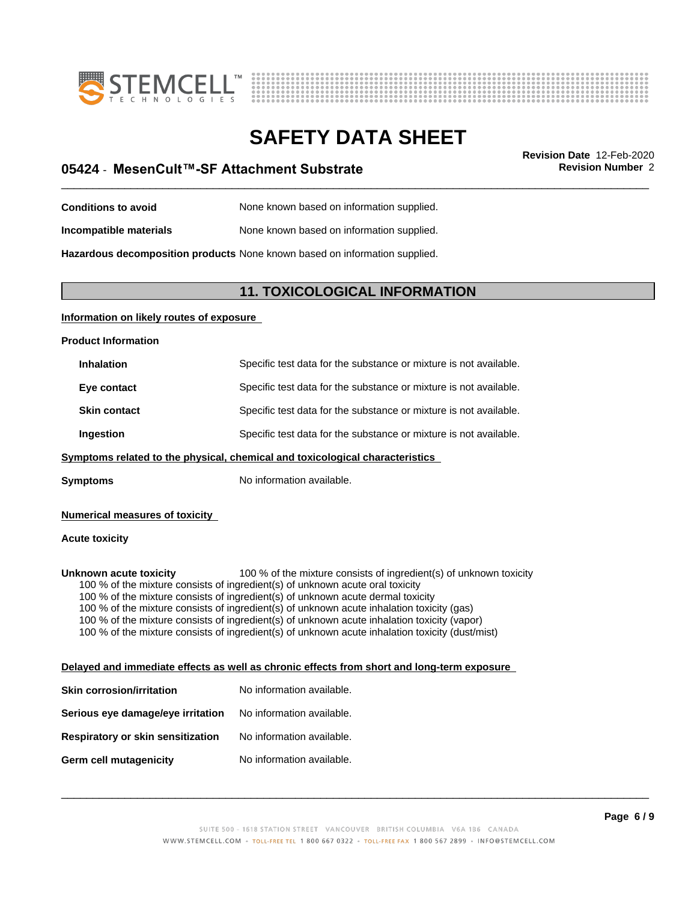**Conditions to avoid** None known based on information supplied.

**Incompatible materials** None known based on information supplied.

**Hazardous decomposition products** None known based on information supplied.

## 11. TOXICOLOGICAL INFORMATION

### Information on likely routes of exposure

**Product Information**

**Inhalation** Specific test data for the substance or mixture is not available.

**Eye contact** Specific test data for the substance or mixture is not available.

**Skin contact** Specific test data for the substance or mixture is not available.

**Ingestion** Specific test data for the substance or mixture is not available.

### Symptoms related to the physical, chemical and toxicological characteristics

**Symptoms** No information available.

### Numerical measures of toxicity

**Acute toxicity**

**Unknown acute toxicity** 100 % of the mixture consists of ingredient(s) of unknown toxicity

100 % of the mixture consists of ingredient(s) of unknown acute oral toxicity
100 % of the mixture consists of ingredient(s) of unknown acute dermal toxicity
100 % of the mixture consists of ingredient(s) of unknown acute inhalation toxicity (gas)
100 % of the mixture consists of ingredient(s) of unknown acute inhalation toxicity (vapor)
100 % of the mixture consists of ingredient(s) of unknown acute inhalation toxicity (dust/mist)

### Delayed and immediate effects as well as chronic effects from short and long-term exposure

**Skin corrosion/irritation** No information available.

**Serious eye damage/eye irritation** No information available.

**Respiratory or skin sensitization** No information available.

**Germ cell mutagenicity** No information available.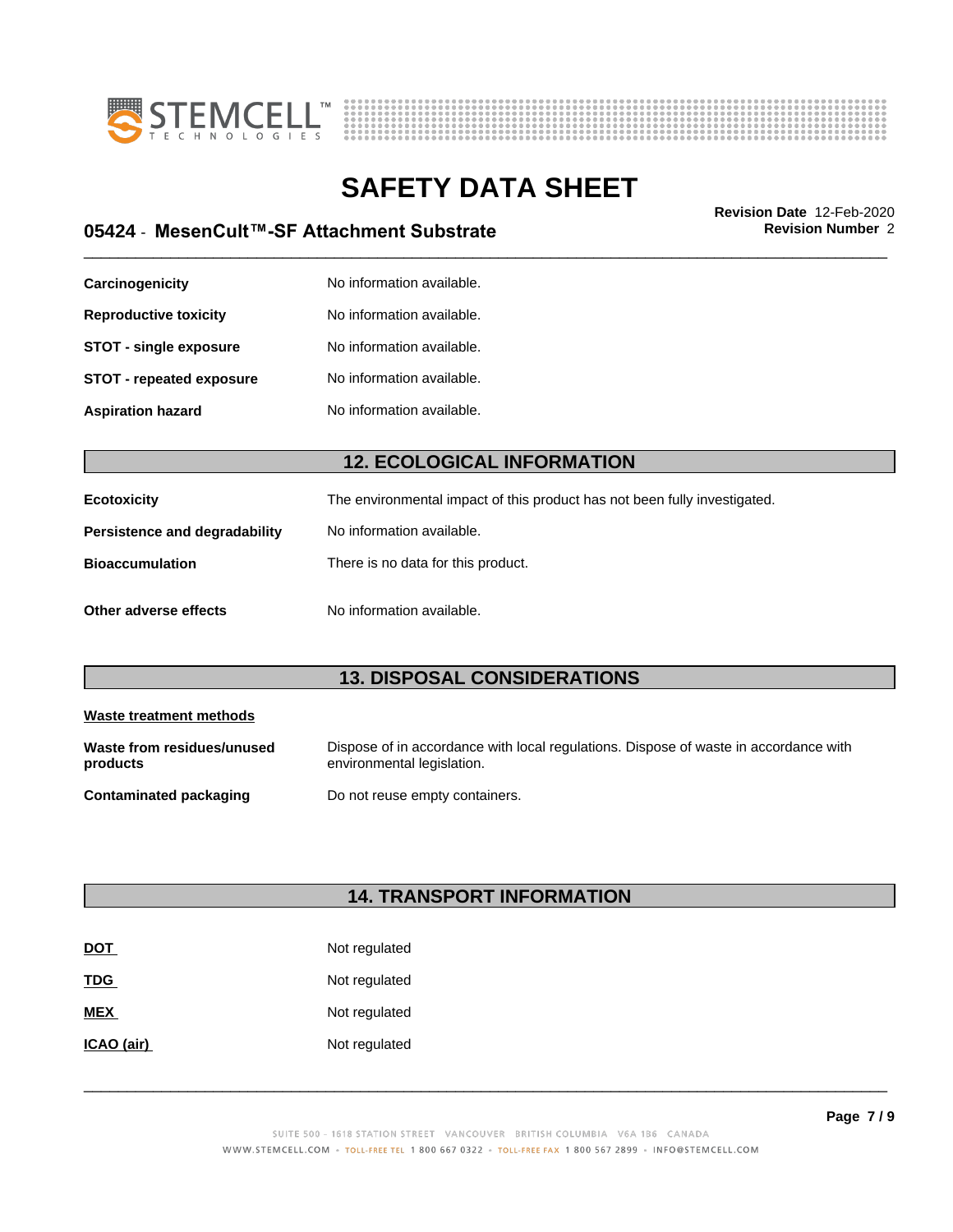| | |
|---|---|
| **Carcinogenicity** | No information available. |
| **Reproductive toxicity** | No information available. |
| **STOT - single exposure** | No information available. |
| **STOT - repeated exposure** | No information available. |
| **Aspiration hazard** | No information available. |

## 12. ECOLOGICAL INFORMATION

| | |
|---|---|
| **Ecotoxicity** | The environmental impact of this product has not been fully investigated. |
| **Persistence and degradability** | No information available. |
| **Bioaccumulation** | There is no data for this product. |
| **Other adverse effects** | No information available. |

## 13. DISPOSAL CONSIDERATIONS

**Waste treatment methods**

| | |
|---|---|
| **Waste from residues/unused products** | Dispose of in accordance with local regulations. Dispose of waste in accordance with environmental legislation. |
| **Contaminated packaging** | Do not reuse empty containers. |

## 14. TRANSPORT INFORMATION

| | |
|---|---|
| **DOT** | Not regulated |
| **TDG** | Not regulated |
| **MEX** | Not regulated |
| **ICAO (air)** | Not regulated |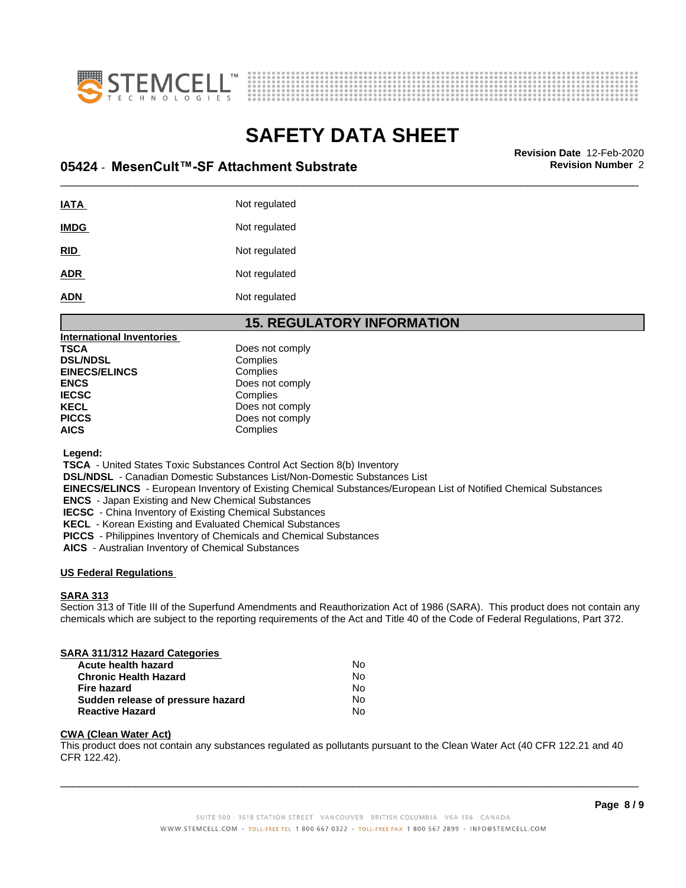| | |
|---|---|
| **IATA** | Not regulated |
| **IMDG** | Not regulated |
| **RID** | Not regulated |
| **ADR** | Not regulated |
| **ADN** | Not regulated |

## 15. REGULATORY INFORMATION

**International Inventories**

| | |
|---|---|
| **TSCA** | Does not comply |
| **DSL/NDSL** | Complies |
| **EINECS/ELINCS** | Complies |
| **ENCS** | Does not comply |
| **IECSC** | Complies |
| **KECL** | Does not comply |
| **PICCS** | Does not comply |
| **AICS** | Complies |

**Legend:**

**TSCA** - United States Toxic Substances Control Act Section 8(b) Inventory
**DSL/NDSL** - Canadian Domestic Substances List/Non-Domestic Substances List
**EINECS/ELINCS** - European Inventory of Existing Chemical Substances/European List of Notified Chemical Substances
**ENCS** - Japan Existing and New Chemical Substances
**IECSC** - China Inventory of Existing Chemical Substances
**KECL** - Korean Existing and Evaluated Chemical Substances
**PICCS** - Philippines Inventory of Chemicals and Chemical Substances
**AICS** - Australian Inventory of Chemical Substances

**US Federal Regulations**

**SARA 313**

Section 313 of Title III of the Superfund Amendments and Reauthorization Act of 1986 (SARA). This product does not contain any chemicals which are subject to the reporting requirements of the Act and Title 40 of the Code of Federal Regulations, Part 372.

**SARA 311/312 Hazard Categories**

| | |
|---|---|
| **Acute health hazard** | No |
| **Chronic Health Hazard** | No |
| **Fire hazard** | No |
| **Sudden release of pressure hazard** | No |
| **Reactive Hazard** | No |

**CWA (Clean Water Act)**

This product does not contain any substances regulated as pollutants pursuant to the Clean Water Act (40 CFR 122.21 and 40 CFR 122.42).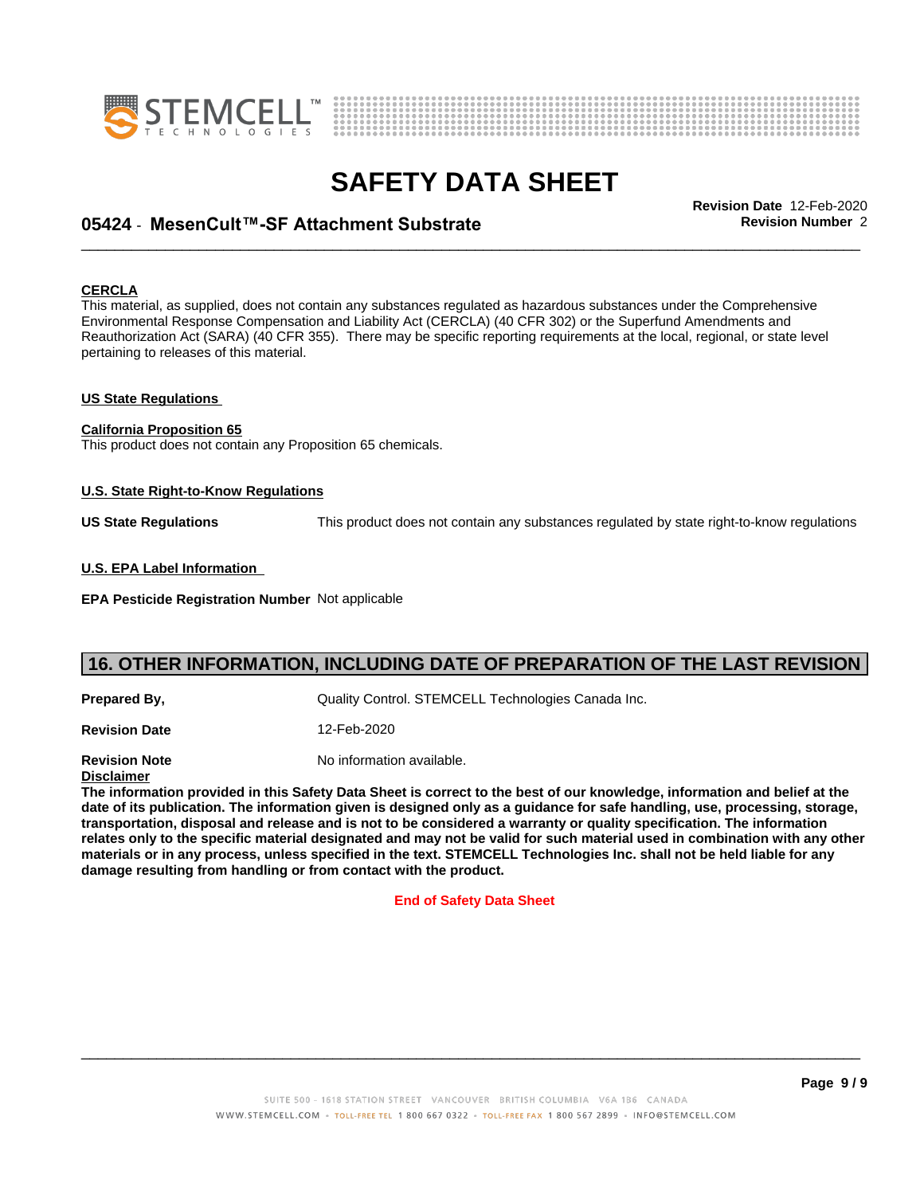#### CERCLA

This material, as supplied, does not contain any substances regulated as hazardous substances under the Comprehensive Environmental Response Compensation and Liability Act (CERCLA) (40 CFR 302) or the Superfund Amendments and Reauthorization Act (SARA) (40 CFR 355). There may be specific reporting requirements at the local, regional, or state level pertaining to releases of this material.

#### US State Regulations

#### California Proposition 65

This product does not contain any Proposition 65 chemicals.

#### U.S. State Right-to-Know Regulations

**US State Regulations** This product does not contain any substances regulated by state right-to-know regulations

#### U.S. EPA Label Information

**EPA Pesticide Registration Number** Not applicable

## 16. OTHER INFORMATION, INCLUDING DATE OF PREPARATION OF THE LAST REVISION

**Prepared By,** Quality Control. STEMCELL Technologies Canada Inc.

**Revision Date** 12-Feb-2020

**Revision Note** No information available.

#### Disclaimer

**The information provided in this Safety Data Sheet is correct to the best of our knowledge, information and belief at the date of its publication. The information given is designed only as a guidance for safe handling, use, processing, storage, transportation, disposal and release and is not to be considered a warranty or quality specification. The information relates only to the specific material designated and may not be valid for such material used in combination with any other materials or in any process, unless specified in the text. STEMCELL Technologies Inc. shall not be held liable for any damage resulting from handling or from contact with the product.**

**End of Safety Data Sheet**